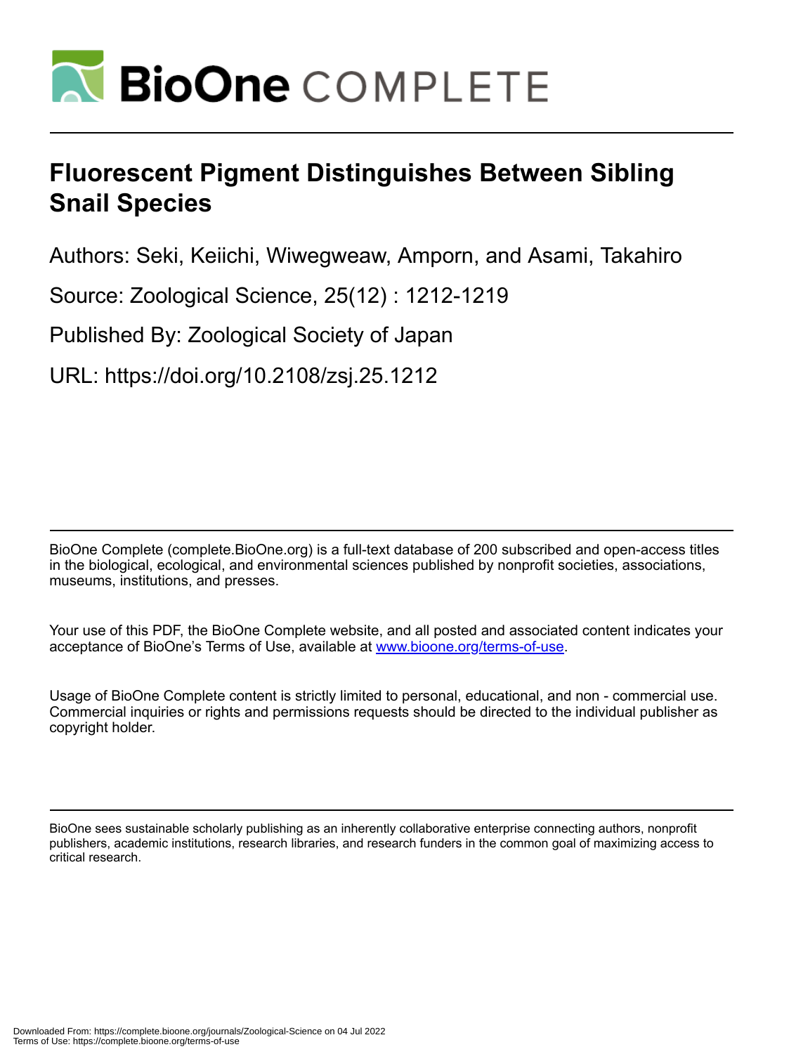# Fluorescent Pigment Distinguishes Between Sibling Snail Species

Authors: Seki, Keiichi, Wiwegweaw, Amporn, and Asami, Takahiro

Source: Zoological Science, 25(12) : 1212-1219

Published By: Zoological Society of Japan

URL: https://doi.org/10.2108/zsj.25.1212

BioOne Complete (complete.BioOne.org) is a full-text database of 200 subscribed and open-access titles in the biological, ecological, and environmental sciences published by nonprofit societies, associations, museums, institutions, and presses.

Your use of this PDF, the BioOne Complete website, and all posted and associated content indicates your acceptance of BioOne's Terms of Use, available at www.bioone.org/terms-of-use.

Usage of BioOne Complete content is strictly limited to personal, educational, and non - commercial use. Commercial inquiries or rights and permissions requests should be directed to the individual publisher as copyright holder.

BioOne sees sustainable scholarly publishing as an inherently collaborative enterprise connecting authors, nonprofit publishers, academic institutions, research libraries, and research funders in the common goal of maximizing access to critical research.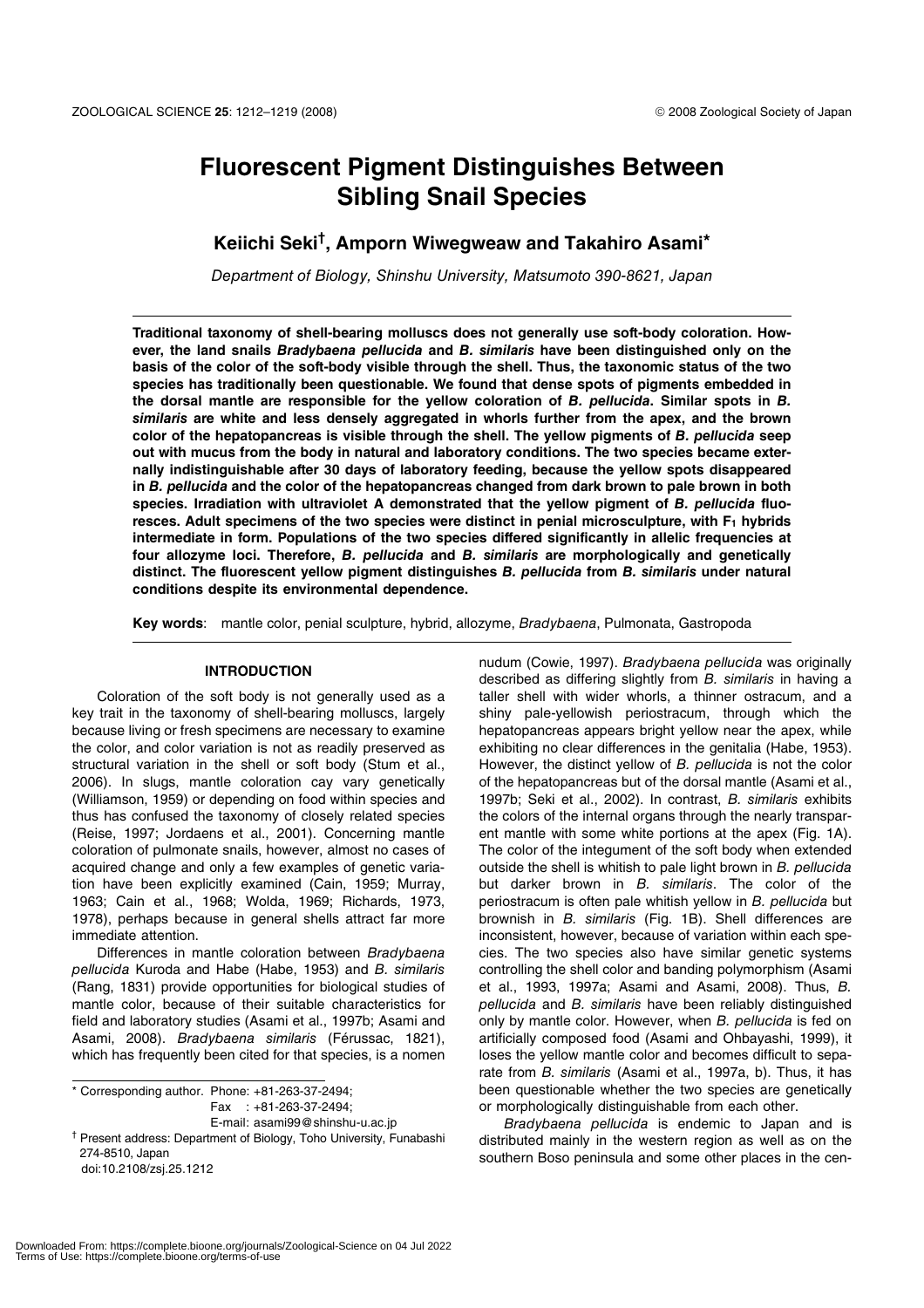# Fluorescent Pigment Distinguishes Between Sibling Snail Species

## Keiichi Seki[†], Amporn Wiwegweaw and Takahiro Asami*

*Department of Biology, Shinshu University, Matsumoto 390-8621, Japan*

**Traditional taxonomy of shell-bearing molluscs does not generally use soft-body coloration. However, the land snails *Bradybaena pellucida* and *B. similaris* have been distinguished only on the basis of the color of the soft-body visible through the shell. Thus, the taxonomic status of the two species has traditionally been questionable. We found that dense spots of pigments embedded in the dorsal mantle are responsible for the yellow coloration of *B. pellucida*. Similar spots in *B. similaris* are white and less densely aggregated in whorls further from the apex, and the brown color of the hepatopancreas is visible through the shell. The yellow pigments of *B. pellucida* seep out with mucus from the body in natural and laboratory conditions. The two species became externally indistinguishable after 30 days of laboratory feeding, because the yellow spots disappeared in *B. pellucida* and the color of the hepatopancreas changed from dark brown to pale brown in both species. Irradiation with ultraviolet A demonstrated that the yellow pigment of *B. pellucida* fluoresces. Adult specimens of the two species were distinct in penial microsculpture, with $F_1$ hybrids intermediate in form. Populations of the two species differed significantly in allelic frequencies at four allozyme loci. Therefore, *B. pellucida* and *B. similaris* are morphologically and genetically distinct. The fluorescent yellow pigment distinguishes *B. pellucida* from *B. similaris* under natural conditions despite its environmental dependence.**

**Key words**: mantle color, penial sculpture, hybrid, allozyme, *Bradybaena*, Pulmonata, Gastropoda

## INTRODUCTION

Coloration of the soft body is not generally used as a key trait in the taxonomy of shell-bearing molluscs, largely because living or fresh specimens are necessary to examine the color, and color variation is not as readily preserved as structural variation in the shell or soft body (Stum et al., 2006). In slugs, mantle coloration cay vary genetically (Williamson, 1959) or depending on food within species and thus has confused the taxonomy of closely related species (Reise, 1997; Jordaens et al., 2001). Concerning mantle coloration of pulmonate snails, however, almost no cases of acquired change and only a few examples of genetic variation have been explicitly examined (Cain, 1959; Murray, 1963; Cain et al., 1968; Wolda, 1969; Richards, 1973, 1978), perhaps because in general shells attract far more immediate attention.

Differences in mantle coloration between *Bradybaena pellucida* Kuroda and Habe (Habe, 1953) and *B. similaris* (Rang, 1831) provide opportunities for biological studies of mantle color, because of their suitable characteristics for field and laboratory studies (Asami et al., 1997b; Asami and Asami, 2008). *Bradybaena similaris* (Férussac, 1821), which has frequently been cited for that species, is a nomen nudum (Cowie, 1997). *Bradybaena pellucida* was originally described as differing slightly from *B. similaris* in having a taller shell with wider whorls, a thinner ostracum, and a shiny pale-yellowish periostracum, through which the hepatopancreas appears bright yellow near the apex, while exhibiting no clear differences in the genitalia (Habe, 1953). However, the distinct yellow of *B. pellucida* is not the color of the hepatopancreas but of the dorsal mantle (Asami et al., 1997b; Seki et al., 2002). In contrast, *B. similaris* exhibits the colors of the internal organs through the nearly transparent mantle with some white portions at the apex (Fig. 1A). The color of the integument of the soft body when extended outside the shell is whitish to pale light brown in *B. pellucida* but darker brown in *B. similaris*. The color of the periostracum is often pale whitish yellow in *B. pellucida* but brownish in *B. similaris* (Fig. 1B). Shell differences are inconsistent, however, because of variation within each species. The two species also have similar genetic systems controlling the shell color and banding polymorphism (Asami et al., 1993, 1997a; Asami and Asami, 2008). Thus, *B. pellucida* and *B. similaris* have been reliably distinguished only by mantle color. However, when *B. pellucida* is fed on artificially composed food (Asami and Ohbayashi, 1999), it loses the yellow mantle color and becomes difficult to separate from *B. similaris* (Asami et al., 1997a, b). Thus, it has been questionable whether the two species are genetically or morphologically distinguishable from each other.

*Bradybaena pellucida* is endemic to Japan and is distributed mainly in the western region as well as on the southern Boso peninsula and some other places in the cen-

---

\* Corresponding author. Phone: +81-263-37-2494;
Fax : +81-263-37-2494;
E-mail: asami99@shinshu-u.ac.jp

† Present address: Department of Biology, Toho University, Funabashi 274-8510, Japan

doi:10.2108/zsj.25.1212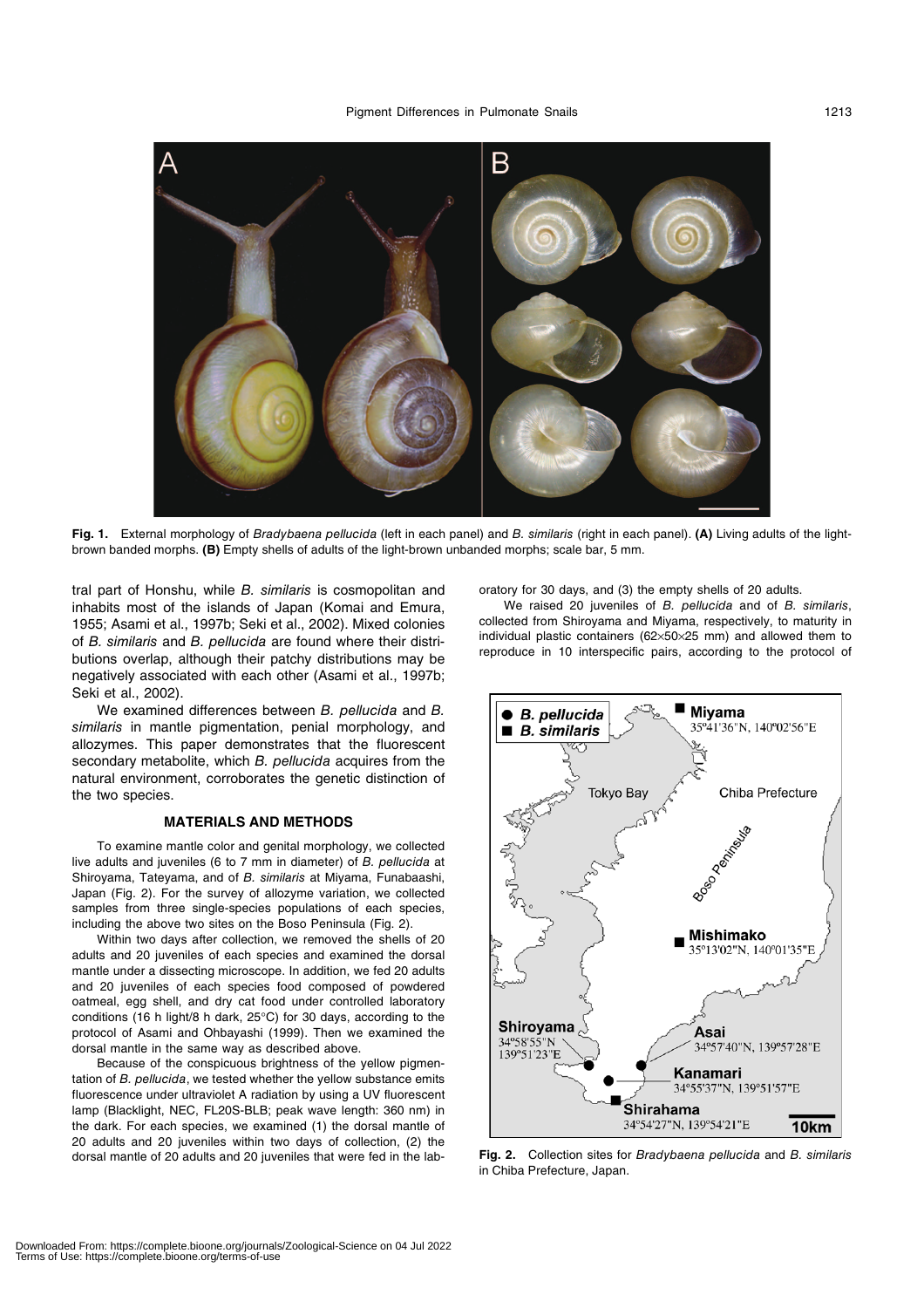**Fig. 1.** External morphology of *Bradybaena pellucida* (left in each panel) and *B. similaris* (right in each panel). **(A)** Living adults of the light-brown banded morphs. **(B)** Empty shells of adults of the light-brown unbanded morphs; scale bar, 5 mm.

tral part of Honshu, while *B. similaris* is cosmopolitan and inhabits most of the islands of Japan (Komai and Emura, 1955; Asami et al., 1997b; Seki et al., 2002). Mixed colonies of *B. similaris* and *B. pellucida* are found where their distributions overlap, although their patchy distributions may be negatively associated with each other (Asami et al., 1997b; Seki et al., 2002).

We examined differences between *B. pellucida* and *B. similaris* in mantle pigmentation, penial morphology, and allozymes. This paper demonstrates that the fluorescent secondary metabolite, which *B. pellucida* acquires from the natural environment, corroborates the genetic distinction of the two species.

## MATERIALS AND METHODS

To examine mantle color and genital morphology, we collected live adults and juveniles (6 to 7 mm in diameter) of *B. pellucida* at Shiroyama, Tateyama, and of *B. similaris* at Miyama, Funabaashi, Japan (Fig. 2). For the survey of allozyme variation, we collected samples from three single-species populations of each species, including the above two sites on the Boso Peninsula (Fig. 2).

Within two days after collection, we removed the shells of 20 adults and 20 juveniles of each species and examined the dorsal mantle under a dissecting microscope. In addition, we fed 20 adults and 20 juveniles of each species food composed of powdered oatmeal, egg shell, and dry cat food under controlled laboratory conditions (16 h light/8 h dark, 25°C) for 30 days, according to the protocol of Asami and Ohbayashi (1999). Then we examined the dorsal mantle in the same way as described above.

Because of the conspicuous brightness of the yellow pigmentation of *B. pellucida*, we tested whether the yellow substance emits fluorescence under ultraviolet A radiation by using a UV fluorescent lamp (Blacklight, NEC, FL20S-BLB; peak wave length: 360 nm) in the dark. For each species, we examined (1) the dorsal mantle of 20 adults and 20 juveniles within two days of collection, (2) the dorsal mantle of 20 adults and 20 juveniles that were fed in the laboratory for 30 days, and (3) the empty shells of 20 adults.

We raised 20 juveniles of *B. pellucida* and of *B. similaris*, collected from Shiroyama and Miyama, respectively, to maturity in individual plastic containers (62×50×25 mm) and allowed them to reproduce in 10 interspecific pairs, according to the protocol of

**Fig. 2.** Collection sites for *Bradybaena pellucida* and *B. similaris* in Chiba Prefecture, Japan.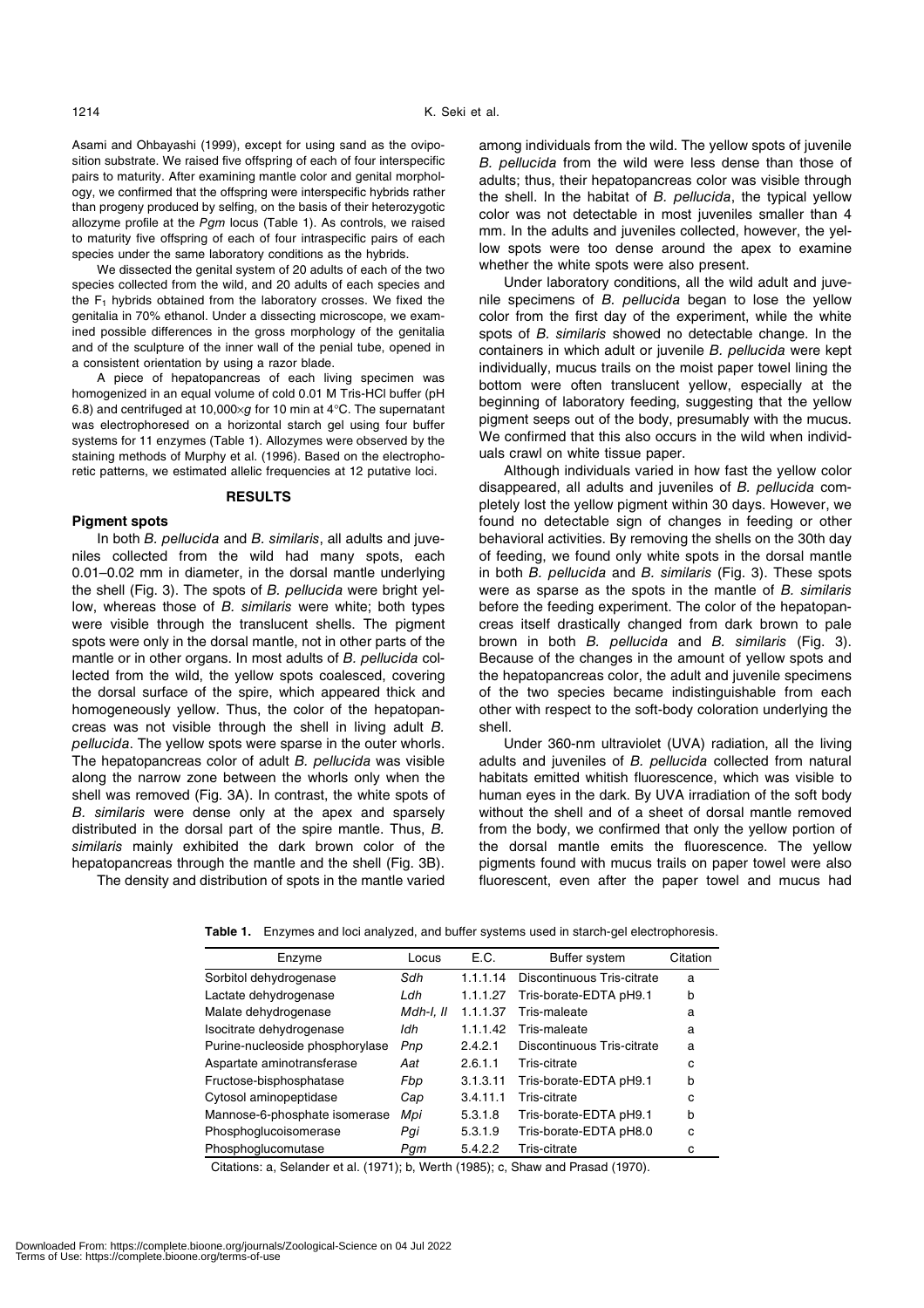Asami and Ohbayashi (1999), except for using sand as the oviposition substrate. We raised five offspring of each of four interspecific pairs to maturity. After examining mantle color and genital morphology, we confirmed that the offspring were interspecific hybrids rather than progeny produced by selfing, on the basis of their heterozygotic allozyme profile at the *Pgm* locus (Table 1). As controls, we raised to maturity five offspring of each of four intraspecific pairs of each species under the same laboratory conditions as the hybrids.

We dissected the genital system of 20 adults of each of the two species collected from the wild, and 20 adults of each species and the $F_1$ hybrids obtained from the laboratory crosses. We fixed the genitalia in 70% ethanol. Under a dissecting microscope, we examined possible differences in the gross morphology of the genitalia and of the sculpture of the inner wall of the penial tube, opened in a consistent orientation by using a razor blade.

A piece of hepatopancreas of each living specimen was homogenized in an equal volume of cold 0.01 M Tris-HCl buffer (pH 6.8) and centrifuged at $10{,}000\times g$ for 10 min at 4°C. The supernatant was electrophoresed on a horizontal starch gel using four buffer systems for 11 enzymes (Table 1). Allozymes were observed by the staining methods of Murphy et al. (1996). Based on the electrophoretic patterns, we estimated allelic frequencies at 12 putative loci.

## RESULTS

### Pigment spots

In both *B. pellucida* and *B. similaris*, all adults and juveniles collected from the wild had many spots, each 0.01–0.02 mm in diameter, in the dorsal mantle underlying the shell (Fig. 3). The spots of *B. pellucida* were bright yellow, whereas those of *B. similaris* were white; both types were visible through the translucent shells. The pigment spots were only in the dorsal mantle, not in other parts of the mantle or in other organs. In most adults of *B. pellucida* collected from the wild, the yellow spots coalesced, covering the dorsal surface of the spire, which appeared thick and homogeneously yellow. Thus, the color of the hepatopancreas was not visible through the shell in living adult *B. pellucida*. The yellow spots were sparse in the outer whorls. The hepatopancreas color of adult *B. pellucida* was visible along the narrow zone between the whorls only when the shell was removed (Fig. 3A). In contrast, the white spots of *B. similaris* were dense only at the apex and sparsely distributed in the dorsal part of the spire mantle. Thus, *B. similaris* mainly exhibited the dark brown color of the hepatopancreas through the mantle and the shell (Fig. 3B).

The density and distribution of spots in the mantle varied among individuals from the wild. The yellow spots of juvenile *B. pellucida* from the wild were less dense than those of adults; thus, their hepatopancreas color was visible through the shell. In the habitat of *B. pellucida*, the typical yellow color was not detectable in most juveniles smaller than 4 mm. In the adults and juveniles collected, however, the yellow spots were too dense around the apex to examine whether the white spots were also present.

Under laboratory conditions, all the wild adult and juvenile specimens of *B. pellucida* began to lose the yellow color from the first day of the experiment, while the white spots of *B. similaris* showed no detectable change. In the containers in which adult or juvenile *B. pellucida* were kept individually, mucus trails on the moist paper towel lining the bottom were often translucent yellow, especially at the beginning of laboratory feeding, suggesting that the yellow pigment seeps out of the body, presumably with the mucus. We confirmed that this also occurs in the wild when individuals crawl on white tissue paper.

Although individuals varied in how fast the yellow color disappeared, all adults and juveniles of *B. pellucida* completely lost the yellow pigment within 30 days. However, we found no detectable sign of changes in feeding or other behavioral activities. By removing the shells on the 30th day of feeding, we found only white spots in the dorsal mantle in both *B. pellucida* and *B. similaris* (Fig. 3). These spots were as sparse as the spots in the mantle of *B. similaris* before the feeding experiment. The color of the hepatopancreas itself drastically changed from dark brown to pale brown in both *B. pellucida* and *B. similaris* (Fig. 3). Because of the changes in the amount of yellow spots and the hepatopancreas color, the adult and juvenile specimens of the two species became indistinguishable from each other with respect to the soft-body coloration underlying the shell.

Under 360-nm ultraviolet (UVA) radiation, all the living adults and juveniles of *B. pellucida* collected from natural habitats emitted whitish fluorescence, which was visible to human eyes in the dark. By UVA irradiation of the soft body without the shell and of a sheet of dorsal mantle removed from the body, we confirmed that only the yellow portion of the dorsal mantle emits the fluorescence. The yellow pigments found with mucus trails on paper towel were also fluorescent, even after the paper towel and mucus had

**Table 1.** Enzymes and loci analyzed, and buffer systems used in starch-gel electrophoresis.

| Enzyme | Locus | E.C. | Buffer system | Citation |
|---|---|---|---|---|
| Sorbitol dehydrogenase | *Sdh* | 1.1.1.14 | Discontinuous Tris-citrate | a |
| Lactate dehydrogenase | *Ldh* | 1.1.1.27 | Tris-borate-EDTA pH9.1 | b |
| Malate dehydrogenase | *Mdh-I, II* | 1.1.1.37 | Tris-maleate | a |
| Isocitrate dehydrogenase | *Idh* | 1.1.1.42 | Tris-maleate | a |
| Purine-nucleoside phosphorylase | *Pnp* | 2.4.2.1 | Discontinuous Tris-citrate | a |
| Aspartate aminotransferase | *Aat* | 2.6.1.1 | Tris-citrate | c |
| Fructose-bisphosphatase | *Fbp* | 3.1.3.11 | Tris-borate-EDTA pH9.1 | b |
| Cytosol aminopeptidase | *Cap* | 3.4.11.1 | Tris-citrate | c |
| Mannose-6-phosphate isomerase | *Mpi* | 5.3.1.8 | Tris-borate-EDTA pH9.1 | b |
| Phosphoglucoisomerase | *Pgi* | 5.3.1.9 | Tris-borate-EDTA pH8.0 | c |
| Phosphoglucomutase | *Pgm* | 5.4.2.2 | Tris-citrate | c |

Citations: a, Selander et al. (1971); b, Werth (1985); c, Shaw and Prasad (1970).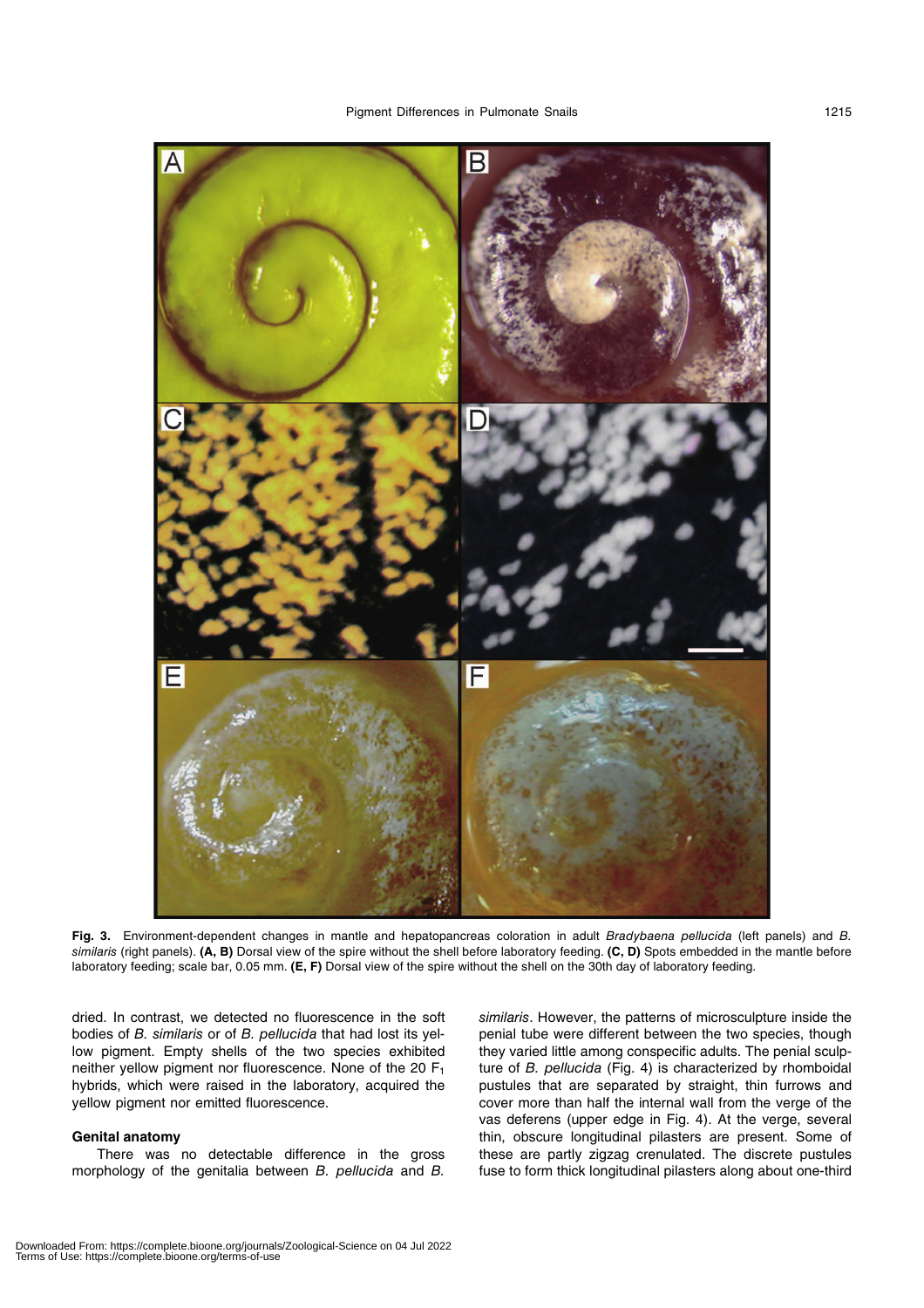**Fig. 3.** Environment-dependent changes in mantle and hepatopancreas coloration in adult *Bradybaena pellucida* (left panels) and *B. similaris* (right panels). **(A, B)** Dorsal view of the spire without the shell before laboratory feeding. **(C, D)** Spots embedded in the mantle before laboratory feeding; scale bar, 0.05 mm. **(E, F)** Dorsal view of the spire without the shell on the 30th day of laboratory feeding.

dried. In contrast, we detected no fluorescence in the soft bodies of *B. similaris* or of *B. pellucida* that had lost its yellow pigment. Empty shells of the two species exhibited neither yellow pigment nor fluorescence. None of the 20 $F_1$ hybrids, which were raised in the laboratory, acquired the yellow pigment nor emitted fluorescence.

### Genital anatomy

There was no detectable difference in the gross morphology of the genitalia between *B. pellucida* and *B. similaris*. However, the patterns of microsculpture inside the penial tube were different between the two species, though they varied little among conspecific adults. The penial sculpture of *B. pellucida* (Fig. 4) is characterized by rhomboidal pustules that are separated by straight, thin furrows and cover more than half the internal wall from the verge of the vas deferens (upper edge in Fig. 4). At the verge, several thin, obscure longitudinal pilasters are present. Some of these are partly zigzag crenulated. The discrete pustules fuse to form thick longitudinal pilasters along about one-third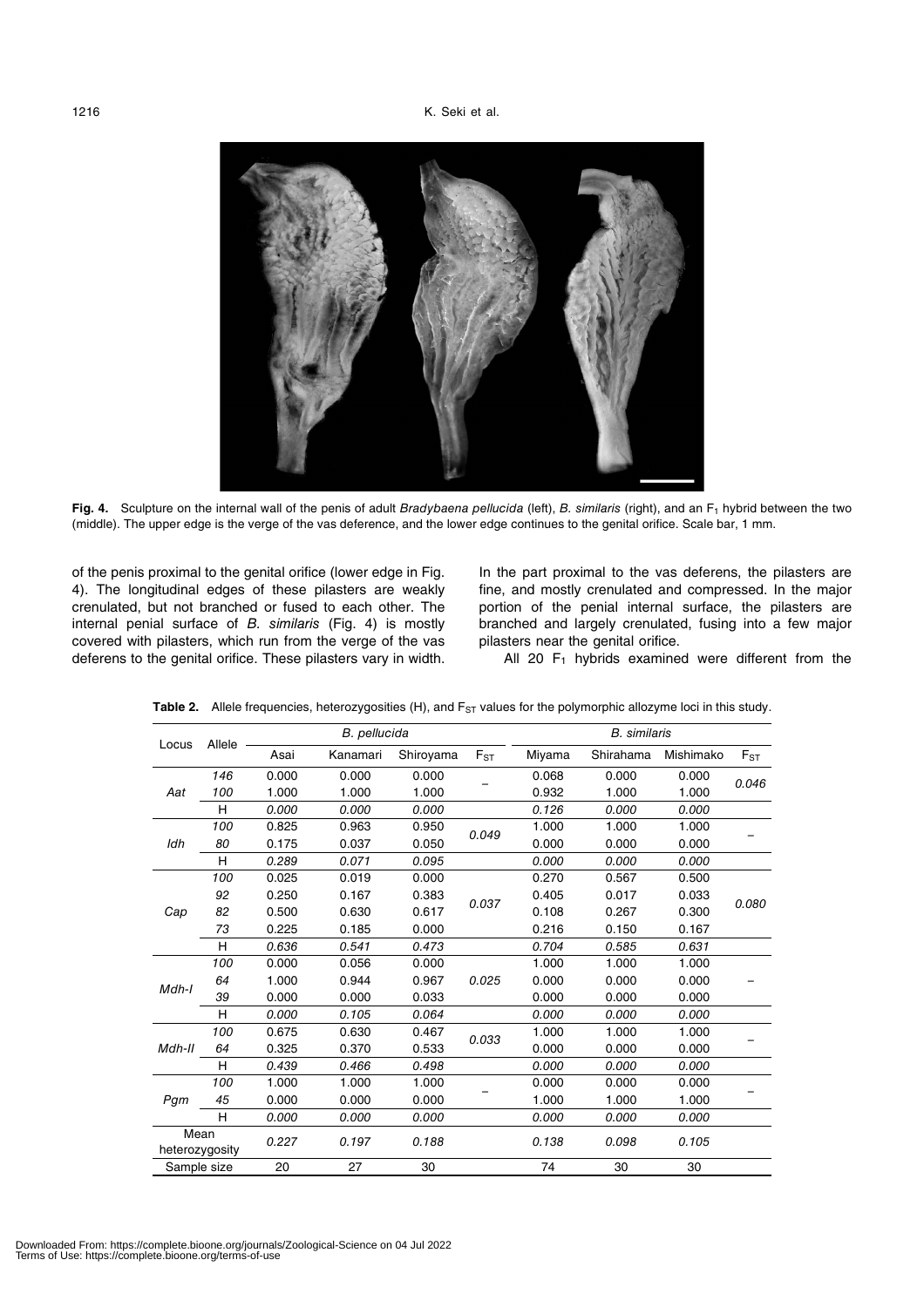**Fig. 4.** Sculpture on the internal wall of the penis of adult *Bradybaena pellucida* (left), *B. similaris* (right), and an $F_1$ hybrid between the two (middle). The upper edge is the verge of the vas deference, and the lower edge continues to the genital orifice. Scale bar, 1 mm.

of the penis proximal to the genital orifice (lower edge in Fig. 4). The longitudinal edges of these pilasters are weakly crenulated, but not branched or fused to each other. The internal penial surface of *B. similaris* (Fig. 4) is mostly covered with pilasters, which run from the verge of the vas deferens to the genital orifice. These pilasters vary in width. In the part proximal to the vas deferens, the pilasters are fine, and mostly crenulated and compressed. In the major portion of the penial internal surface, the pilasters are branched and largely crenulated, fusing into a few major pilasters near the genital orifice.

All 20 $F_1$ hybrids examined were different from the

**Table 2.** Allele frequencies, heterozygosities (H), and $F_{ST}$ values for the polymorphic allozyme loci in this study.

| Locus | Allele | *B. pellucida* | | | | *B. similaris* | | | |
|---|---|---|---|---|---|---|---|---|---|
| | | Asai | Kanamari | Shiroyama | $F_{ST}$ | Miyama | Shirahama | Mishimako | $F_{ST}$ |
| *Aat* | *146* | 0.000 | 0.000 | 0.000 | – | 0.068 | 0.000 | 0.000 | *0.046* |
| | *100* | 1.000 | 1.000 | 1.000 | | 0.932 | 1.000 | 1.000 | |
| | H | *0.000* | *0.000* | *0.000* | | *0.126* | *0.000* | *0.000* | |
| *Idh* | *100* | 0.825 | 0.963 | 0.950 | *0.049* | 1.000 | 1.000 | 1.000 | – |
| | *80* | 0.175 | 0.037 | 0.050 | | 0.000 | 0.000 | 0.000 | |
| | H | *0.289* | *0.071* | *0.095* | | *0.000* | *0.000* | *0.000* | |
| *Cap* | *100* | 0.025 | 0.019 | 0.000 | *0.037* | 0.270 | 0.567 | 0.500 | *0.080* |
| | *92* | 0.250 | 0.167 | 0.383 | | 0.405 | 0.017 | 0.033 | |
| | *82* | 0.500 | 0.630 | 0.617 | | 0.108 | 0.267 | 0.300 | |
| | *73* | 0.225 | 0.185 | 0.000 | | 0.216 | 0.150 | 0.167 | |
| | H | *0.636* | *0.541* | *0.473* | | *0.704* | *0.585* | *0.631* | |
| *Mdh-I* | *100* | 0.000 | 0.056 | 0.000 | *0.025* | 1.000 | 1.000 | 1.000 | – |
| | *64* | 1.000 | 0.944 | 0.967 | | 0.000 | 0.000 | 0.000 | |
| | *39* | 0.000 | 0.000 | 0.033 | | 0.000 | 0.000 | 0.000 | |
| | H | *0.000* | *0.105* | *0.064* | | *0.000* | *0.000* | *0.000* | |
| *Mdh-II* | *100* | 0.675 | 0.630 | 0.467 | *0.033* | 1.000 | 1.000 | 1.000 | – |
| | *64* | 0.325 | 0.370 | 0.533 | | 0.000 | 0.000 | 0.000 | |
| | H | *0.439* | *0.466* | *0.498* | | *0.000* | *0.000* | *0.000* | |
| *Pgm* | *100* | 1.000 | 1.000 | 1.000 | – | 0.000 | 0.000 | 0.000 | – |
| | *45* | 0.000 | 0.000 | 0.000 | | 1.000 | 1.000 | 1.000 | |
| | H | *0.000* | *0.000* | *0.000* | | *0.000* | *0.000* | *0.000* | |
| Mean heterozygosity | | *0.227* | *0.197* | *0.188* | | *0.138* | *0.098* | *0.105* | |
| Sample size | | 20 | 27 | 30 | | 74 | 30 | 30 | |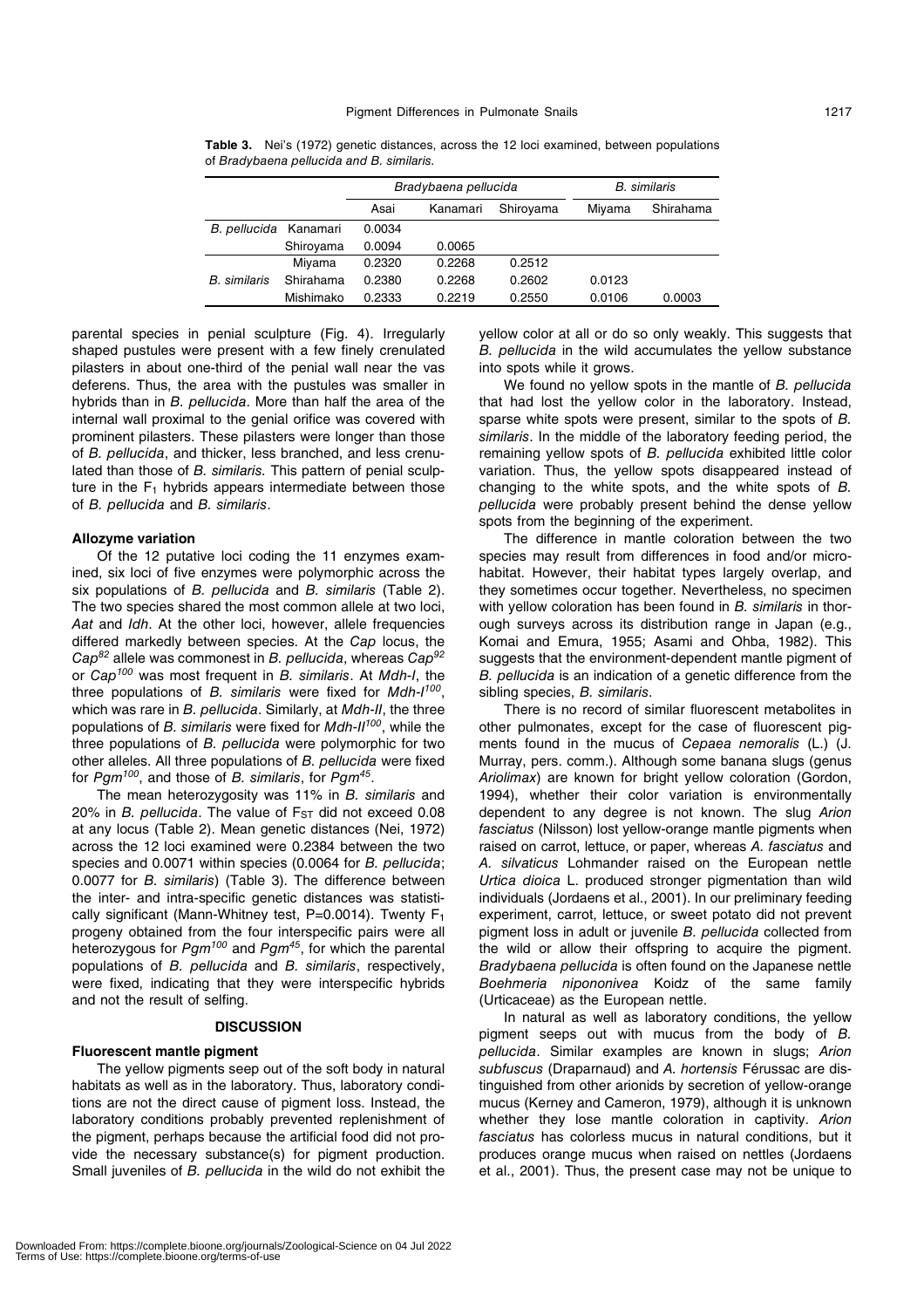**Table 3.** Nei's (1972) genetic distances, across the 12 loci examined, between populations of *Bradybaena pellucida* and *B. similaris.*

| | | *Bradybaena pellucida* | | | *B. similaris* | |
|---|---|---|---|---|---|---|
| | | Asai | Kanamari | Shiroyama | Miyama | Shirahama |
| *B. pellucida* | Kanamari | 0.0034 | | | | |
| | Shiroyama | 0.0094 | 0.0065 | | | |
| *B. similaris* | Miyama | 0.2320 | 0.2268 | 0.2512 | | |
| | Shirahama | 0.2380 | 0.2268 | 0.2602 | 0.0123 | |
| | Mishimako | 0.2333 | 0.2219 | 0.2550 | 0.0106 | 0.0003 |

parental species in penial sculpture (Fig. 4). Irregularly shaped pustules were present with a few finely crenulated pilasters in about one-third of the penial wall near the vas deferens. Thus, the area with the pustules was smaller in hybrids than in *B. pellucida*. More than half the area of the internal wall proximal to the genial orifice was covered with prominent pilasters. These pilasters were longer than those of *B. pellucida*, and thicker, less branched, and less crenulated than those of *B. similaris.* This pattern of penial sculpture in the $F_1$ hybrids appears intermediate between those of *B. pellucida* and *B. similaris*.

#### Allozyme variation

Of the 12 putative loci coding the 11 enzymes examined, six loci of five enzymes were polymorphic across the six populations of *B. pellucida* and *B. similaris* (Table 2). The two species shared the most common allele at two loci, *Aat* and *Idh*. At the other loci, however, allele frequencies differed markedly between species. At the *Cap* locus, the $Cap^{82}$ allele was commonest in *B. pellucida*, whereas $Cap^{92}$ or $Cap^{100}$ was most frequent in *B. similaris*. At *Mdh-I*, the three populations of *B. similaris* were fixed for $Mdh\text{-}I^{100}$, which was rare in *B. pellucida*. Similarly, at *Mdh-II*, the three populations of *B. similaris* were fixed for $Mdh\text{-}II^{100}$, while the three populations of *B. pellucida* were polymorphic for two other alleles. All three populations of *B. pellucida* were fixed for $Pgm^{100}$, and those of *B. similaris*, for $Pgm^{45}$.

The mean heterozygosity was 11% in *B. similaris* and 20% in *B. pellucida*. The value of $F_{ST}$ did not exceed 0.08 at any locus (Table 2). Mean genetic distances (Nei, 1972) across the 12 loci examined were 0.2384 between the two species and 0.0071 within species (0.0064 for *B. pellucida*; 0.0077 for *B. similaris*) (Table 3). The difference between the inter- and intra-specific genetic distances was statistically significant (Mann-Whitney test, P=0.0014). Twenty $F_1$ progeny obtained from the four interspecific pairs were all heterozygous for $Pgm^{100}$ and $Pgm^{45}$, for which the parental populations of *B. pellucida* and *B. similaris*, respectively, were fixed, indicating that they were interspecific hybrids and not the result of selfing.

## DISCUSSION

#### Fluorescent mantle pigment

The yellow pigments seep out of the soft body in natural habitats as well as in the laboratory. Thus, laboratory conditions are not the direct cause of pigment loss. Instead, the laboratory conditions probably prevented replenishment of the pigment, perhaps because the artificial food did not provide the necessary substance(s) for pigment production. Small juveniles of *B. pellucida* in the wild do not exhibit the yellow color at all or do so only weakly. This suggests that *B. pellucida* in the wild accumulates the yellow substance into spots while it grows.

We found no yellow spots in the mantle of *B. pellucida* that had lost the yellow color in the laboratory. Instead, sparse white spots were present, similar to the spots of *B. similaris*. In the middle of the laboratory feeding period, the remaining yellow spots of *B. pellucida* exhibited little color variation. Thus, the yellow spots disappeared instead of changing to the white spots, and the white spots of *B. pellucida* were probably present behind the dense yellow spots from the beginning of the experiment.

The difference in mantle coloration between the two species may result from differences in food and/or microhabitat. However, their habitat types largely overlap, and they sometimes occur together. Nevertheless, no specimen with yellow coloration has been found in *B. similaris* in thorough surveys across its distribution range in Japan (e.g., Komai and Emura, 1955; Asami and Ohba, 1982). This suggests that the environment-dependent mantle pigment of *B. pellucida* is an indication of a genetic difference from the sibling species, *B. similaris*.

There is no record of similar fluorescent metabolites in other pulmonates, except for the case of fluorescent pigments found in the mucus of *Cepaea nemoralis* (L.) (J. Murray, pers. comm.). Although some banana slugs (genus *Ariolimax*) are known for bright yellow coloration (Gordon, 1994), whether their color variation is environmentally dependent to any degree is not known. The slug *Arion fasciatus* (Nilsson) lost yellow-orange mantle pigments when raised on carrot, lettuce, or paper, whereas *A. fasciatus* and *A. silvaticus* Lohmander raised on the European nettle *Urtica dioica* L. produced stronger pigmentation than wild individuals (Jordaens et al., 2001). In our preliminary feeding experiment, carrot, lettuce, or sweet potato did not prevent pigment loss in adult or juvenile *B. pellucida* collected from the wild or allow their offspring to acquire the pigment. *Bradybaena pellucida* is often found on the Japanese nettle *Boehmeria nipononivea* Koidz of the same family (Urticaceae) as the European nettle.

In natural as well as laboratory conditions, the yellow pigment seeps out with mucus from the body of *B. pellucida*. Similar examples are known in slugs; *Arion subfuscus* (Draparnaud) and *A. hortensis* Férussac are distinguished from other arionids by secretion of yellow-orange mucus (Kerney and Cameron, 1979), although it is unknown whether they lose mantle coloration in captivity. *Arion fasciatus* has colorless mucus in natural conditions, but it produces orange mucus when raised on nettles (Jordaens et al., 2001). Thus, the present case may not be unique to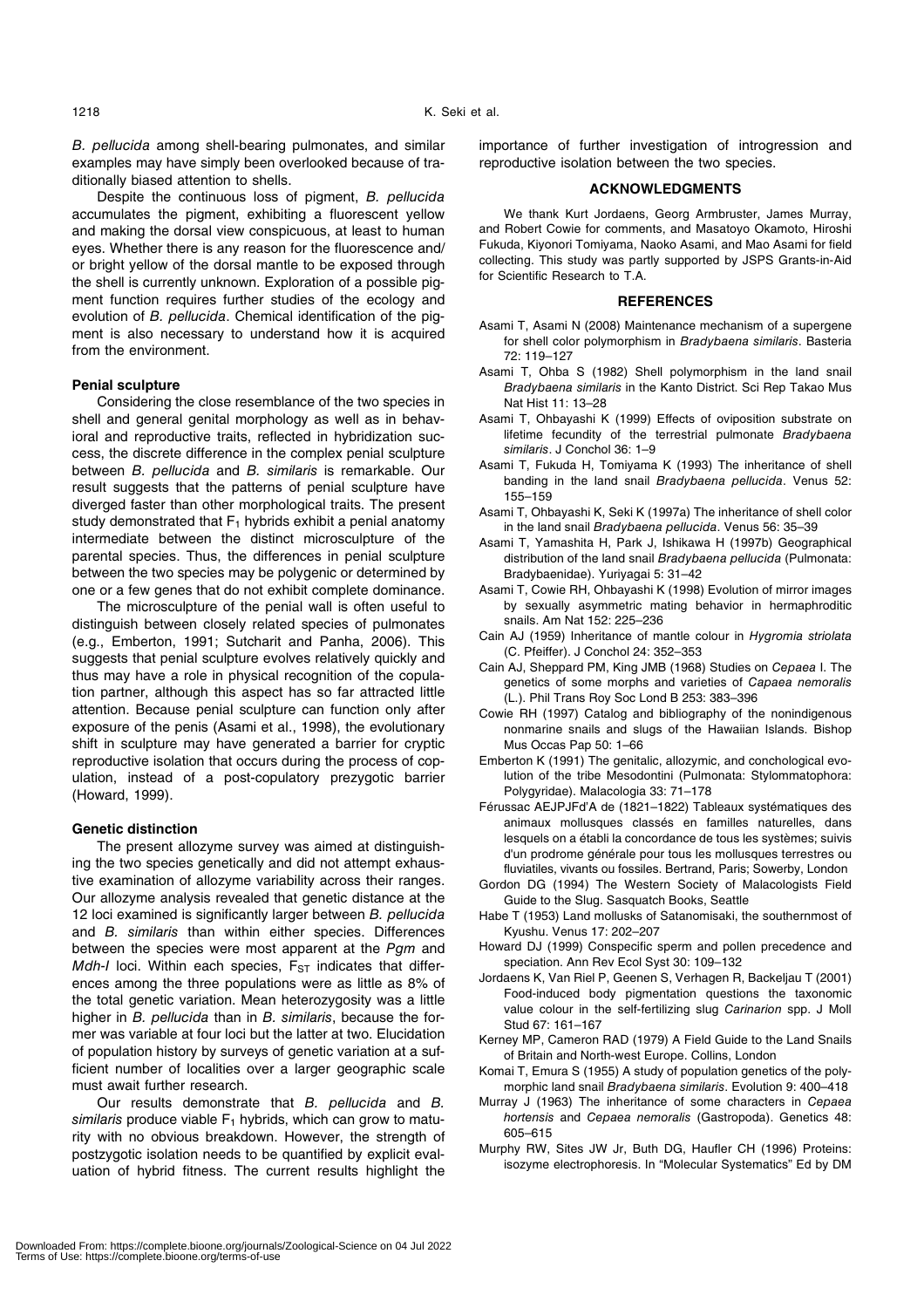*B. pellucida* among shell-bearing pulmonates, and similar examples may have simply been overlooked because of traditionally biased attention to shells.

Despite the continuous loss of pigment, *B. pellucida* accumulates the pigment, exhibiting a fluorescent yellow and making the dorsal view conspicuous, at least to human eyes. Whether there is any reason for the fluorescence and/or bright yellow of the dorsal mantle to be exposed through the shell is currently unknown. Exploration of a possible pigment function requires further studies of the ecology and evolution of *B. pellucida*. Chemical identification of the pigment is also necessary to understand how it is acquired from the environment.

### Penial sculpture

Considering the close resemblance of the two species in shell and general genital morphology as well as in behavioral and reproductive traits, reflected in hybridization success, the discrete difference in the complex penial sculpture between *B. pellucida* and *B. similaris* is remarkable. Our result suggests that the patterns of penial sculpture have diverged faster than other morphological traits. The present study demonstrated that $F_1$ hybrids exhibit a penial anatomy intermediate between the distinct microsculpture of the parental species. Thus, the differences in penial sculpture between the two species may be polygenic or determined by one or a few genes that do not exhibit complete dominance.

The microsculpture of the penial wall is often useful to distinguish between closely related species of pulmonates (e.g., Emberton, 1991; Sutcharit and Panha, 2006). This suggests that penial sculpture evolves relatively quickly and thus may have a role in physical recognition of the copulation partner, although this aspect has so far attracted little attention. Because penial sculpture can function only after exposure of the penis (Asami et al., 1998), the evolutionary shift in sculpture may have generated a barrier for cryptic reproductive isolation that occurs during the process of copulation, instead of a post-copulatory prezygotic barrier (Howard, 1999).

### Genetic distinction

The present allozyme survey was aimed at distinguishing the two species genetically and did not attempt exhaustive examination of allozyme variability across their ranges. Our allozyme analysis revealed that genetic distance at the 12 loci examined is significantly larger between *B. pellucida* and *B. similaris* than within either species. Differences between the species were most apparent at the *Pgm* and *Mdh-I* loci. Within each species, $F_{ST}$ indicates that differences among the three populations were as little as 8% of the total genetic variation. Mean heterozygosity was a little higher in *B. pellucida* than in *B. similaris*, because the former was variable at four loci but the latter at two. Elucidation of population history by surveys of genetic variation at a sufficient number of localities over a larger geographic scale must await further research.

Our results demonstrate that *B. pellucida* and *B. similaris* produce viable $F_1$ hybrids, which can grow to maturity with no obvious breakdown. However, the strength of postzygotic isolation needs to be quantified by explicit evaluation of hybrid fitness. The current results highlight the importance of further investigation of introgression and reproductive isolation between the two species.

## ACKNOWLEDGMENTS

We thank Kurt Jordaens, Georg Armbruster, James Murray, and Robert Cowie for comments, and Masatoyo Okamoto, Hiroshi Fukuda, Kiyonori Tomiyama, Naoko Asami, and Mao Asami for field collecting. This study was partly supported by JSPS Grants-in-Aid for Scientific Research to T.A.

## REFERENCES

Asami T, Asami N (2008) Maintenance mechanism of a supergene for shell color polymorphism in *Bradybaena similaris*. Basteria 72: 119–127

Asami T, Ohba S (1982) Shell polymorphism in the land snail *Bradybaena similaris* in the Kanto District. Sci Rep Takao Mus Nat Hist 11: 13–28

Asami T, Ohbayashi K (1999) Effects of oviposition substrate on lifetime fecundity of the terrestrial pulmonate *Bradybaena similaris*. J Conchol 36: 1–9

Asami T, Fukuda H, Tomiyama K (1993) The inheritance of shell banding in the land snail *Bradybaena pellucida*. Venus 52: 155–159

Asami T, Ohbayashi K, Seki K (1997a) The inheritance of shell color in the land snail *Bradybaena pellucida*. Venus 56: 35–39

Asami T, Yamashita H, Park J, Ishikawa H (1997b) Geographical distribution of the land snail *Bradybaena pellucida* (Pulmonata: Bradybaenidae). Yuriyagai 5: 31–42

Asami T, Cowie RH, Ohbayashi K (1998) Evolution of mirror images by sexually asymmetric mating behavior in hermaphroditic snails. Am Nat 152: 225–236

Cain AJ (1959) Inheritance of mantle colour in *Hygromia striolata* (C. Pfeiffer). J Conchol 24: 352–353

Cain AJ, Sheppard PM, King JMB (1968) Studies on *Cepaea* I. The genetics of some morphs and varieties of *Capaea nemoralis* (L.). Phil Trans Roy Soc Lond B 253: 383–396

Cowie RH (1997) Catalog and bibliography of the nonindigenous nonmarine snails and slugs of the Hawaiian Islands. Bishop Mus Occas Pap 50: 1–66

Emberton K (1991) The genitalic, allozymic, and conchological evolution of the tribe Mesodontini (Pulmonata: Stylommatophora: Polygyridae). Malacologia 33: 71–178

Férussac AEJPJFd'A de (1821–1822) Tableaux systématiques des animaux mollusques classés en familles naturelles, dans lesquels on a établi la concordance de tous les systèmes; suivis d'un prodrome générale pour tous les mollusques terrestres ou fluviatiles, vivants ou fossiles. Bertrand, Paris; Sowerby, London

Gordon DG (1994) The Western Society of Malacologists Field Guide to the Slug. Sasquatch Books, Seattle

Habe T (1953) Land mollusks of Satanomisaki, the southernmost of Kyushu. Venus 17: 202–207

Howard DJ (1999) Conspecific sperm and pollen precedence and speciation. Ann Rev Ecol Syst 30: 109–132

Jordaens K, Van Riel P, Geenen S, Verhagen R, Backeljau T (2001) Food-induced body pigmentation questions the taxonomic value colour in the self-fertilizing slug *Carinarion* spp. J Moll Stud 67: 161–167

Kerney MP, Cameron RAD (1979) A Field Guide to the Land Snails of Britain and North-west Europe. Collins, London

Komai T, Emura S (1955) A study of population genetics of the polymorphic land snail *Bradybaena similaris*. Evolution 9: 400–418

Murray J (1963) The inheritance of some characters in *Cepaea hortensis* and *Cepaea nemoralis* (Gastropoda). Genetics 48: 605–615

Murphy RW, Sites JW Jr, Buth DG, Haufler CH (1996) Proteins: isozyme electrophoresis. In "Molecular Systematics" Ed by DM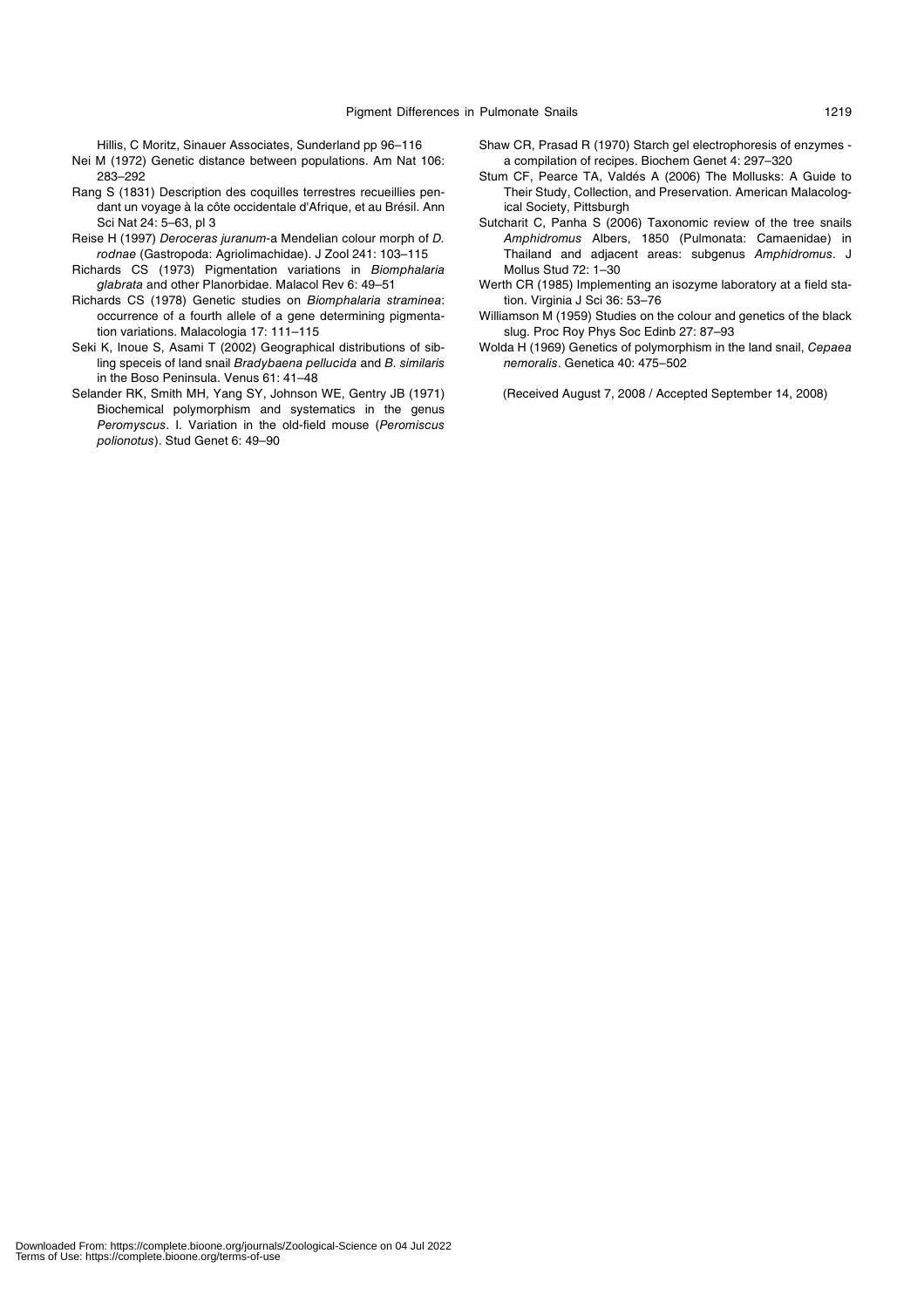Hillis, C Moritz, Sinauer Associates, Sunderland pp 96–116

Nei M (1972) Genetic distance between populations. Am Nat 106: 283–292

Rang S (1831) Description des coquilles terrestres recueillies pendant un voyage à la côte occidentale d'Afrique, et au Brésil. Ann Sci Nat 24: 5–63, pl 3

Reise H (1997) *Deroceras juranum*-a Mendelian colour morph of *D. rodnae* (Gastropoda: Agriolimachidae). J Zool 241: 103–115

Richards CS (1973) Pigmentation variations in *Biomphalaria glabrata* and other Planorbidae. Malacol Rev 6: 49–51

Richards CS (1978) Genetic studies on *Biomphalaria straminea*: occurrence of a fourth allele of a gene determining pigmentation variations. Malacologia 17: 111–115

Seki K, Inoue S, Asami T (2002) Geographical distributions of sibling speceis of land snail *Bradybaena pellucida* and *B. similaris* in the Boso Peninsula. Venus 61: 41–48

Selander RK, Smith MH, Yang SY, Johnson WE, Gentry JB (1971) Biochemical polymorphism and systematics in the genus *Peromyscus*. I. Variation in the old-field mouse (*Peromiscus polionotus*). Stud Genet 6: 49–90

Shaw CR, Prasad R (1970) Starch gel electrophoresis of enzymes - a compilation of recipes. Biochem Genet 4: 297–320

Stum CF, Pearce TA, Valdés A (2006) The Mollusks: A Guide to Their Study, Collection, and Preservation. American Malacological Society, Pittsburgh

Sutcharit C, Panha S (2006) Taxonomic review of the tree snails *Amphidromus* Albers, 1850 (Pulmonata: Camaenidae) in Thailand and adjacent areas: subgenus *Amphidromus*. J Mollus Stud 72: 1–30

Werth CR (1985) Implementing an isozyme laboratory at a field station. Virginia J Sci 36: 53–76

Williamson M (1959) Studies on the colour and genetics of the black slug. Proc Roy Phys Soc Edinb 27: 87–93

Wolda H (1969) Genetics of polymorphism in the land snail, *Cepaea nemoralis*. Genetica 40: 475–502

(Received August 7, 2008 / Accepted September 14, 2008)